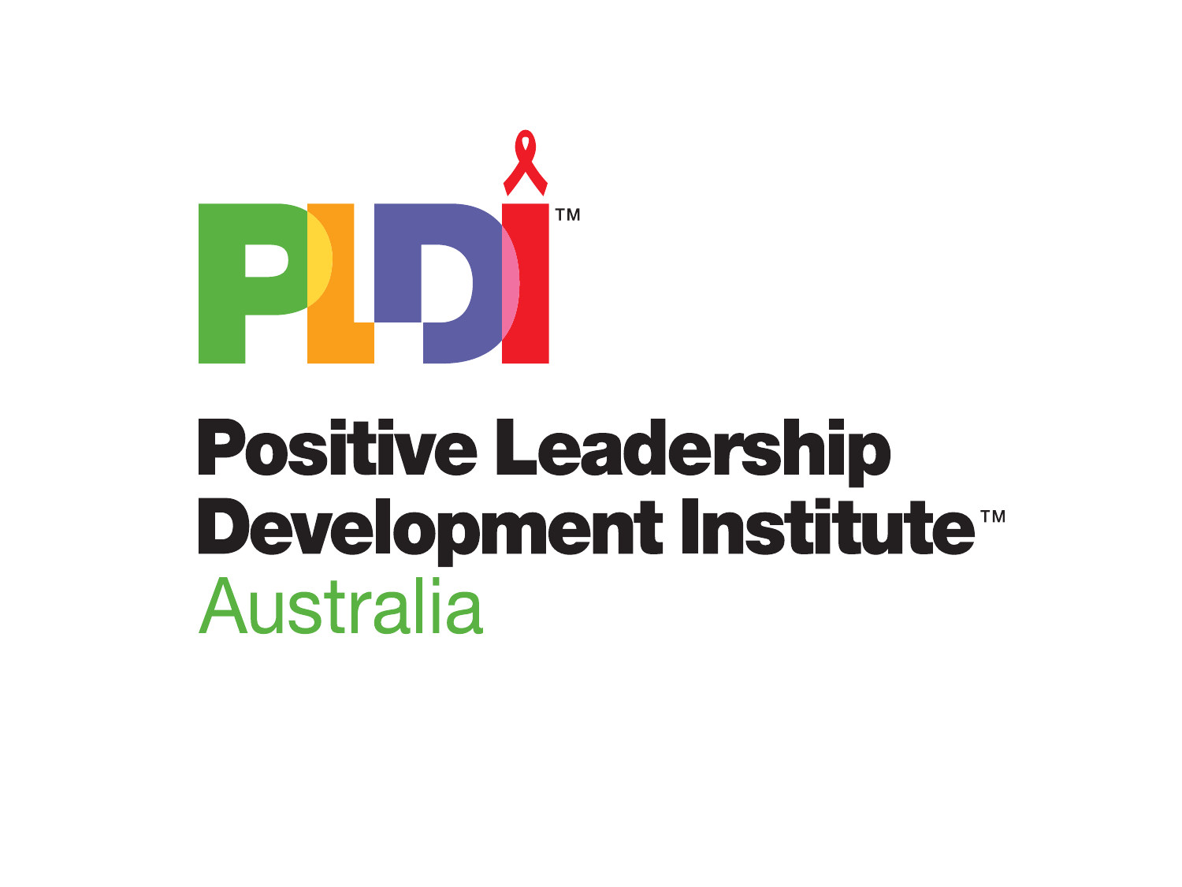PLDI™

# Positive Leadership Development Institute™

Australia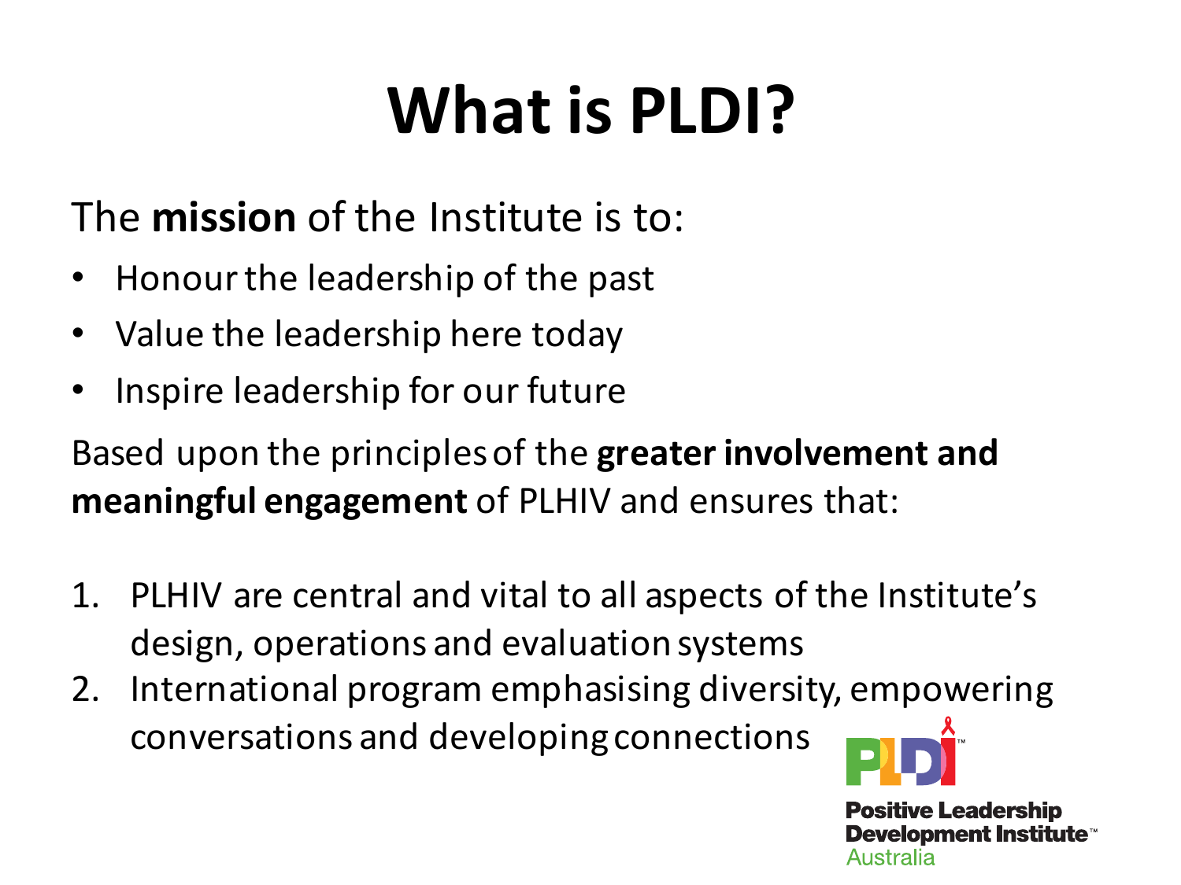# What is PLDI?

The **mission** of the Institute is to:

- Honour the leadership of the past
- Value the leadership here today
- Inspire leadership for our future

Based upon the principles of the **greater involvement and meaningful engagement** of PLHIV and ensures that:

1. PLHIV are central and vital to all aspects of the Institute's design, operations and evaluation systems
2. International program emphasising diversity, empowering conversations and developing connections

PLDI™
Positive Leadership Development Institute™ Australia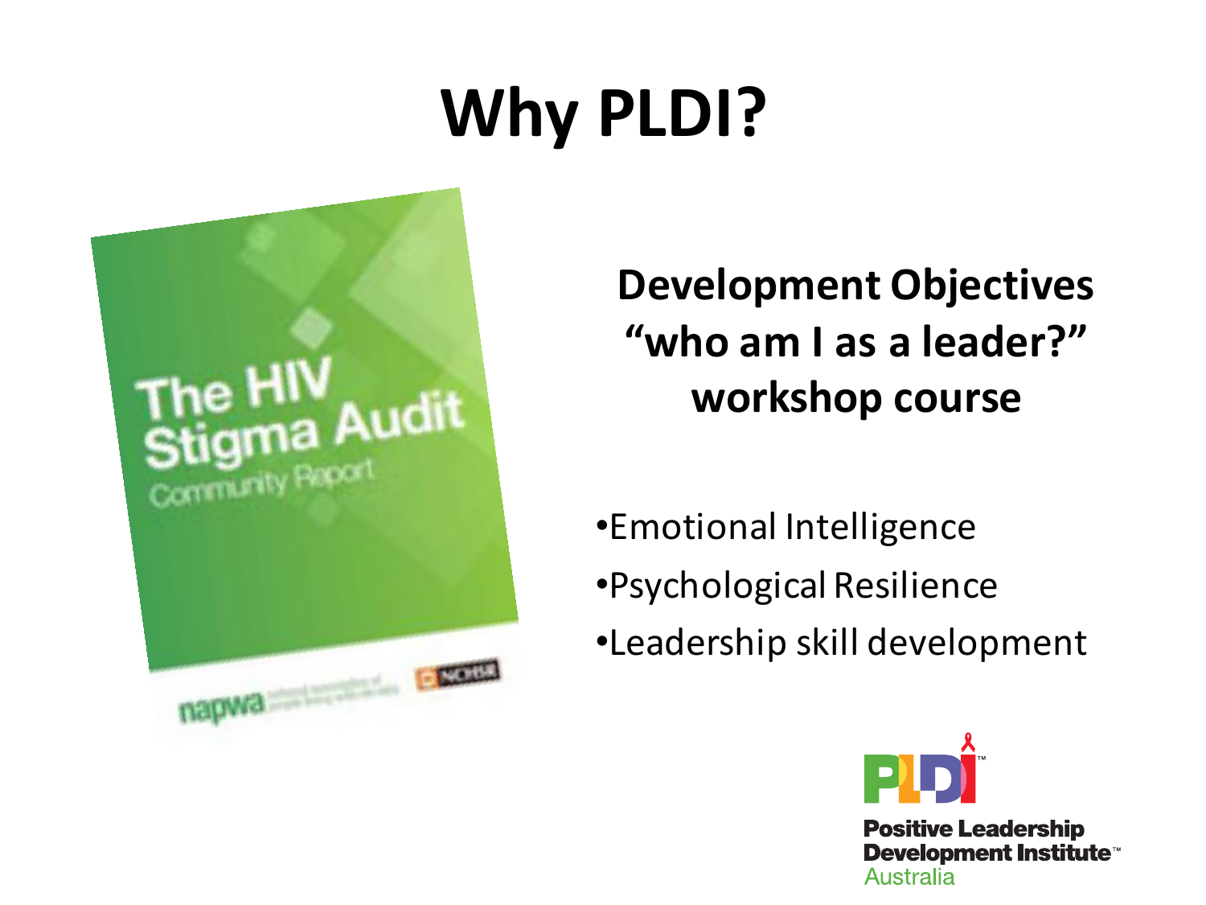# Why PLDI?

The HIV Stigma Audit
Community Report

napwa

**Development Objectives**
**"who am I as a leader?"**
**workshop course**

- Emotional Intelligence
- Psychological Resilience
- Leadership skill development

PLDI™
Positive Leadership Development Institute™
Australia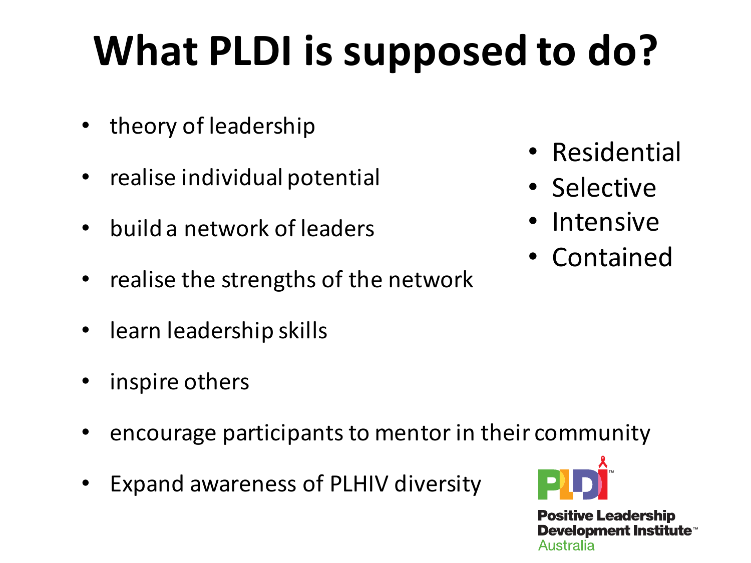# What PLDI is supposed to do?

- theory of leadership
- realise individual potential
- build a network of leaders
- realise the strengths of the network
- learn leadership skills
- inspire others
- encourage participants to mentor in their community
- Expand awareness of PLHIV diversity

- Residential
- Selective
- Intensive
- Contained

PLDI™
Positive Leadership Development Institute™
Australia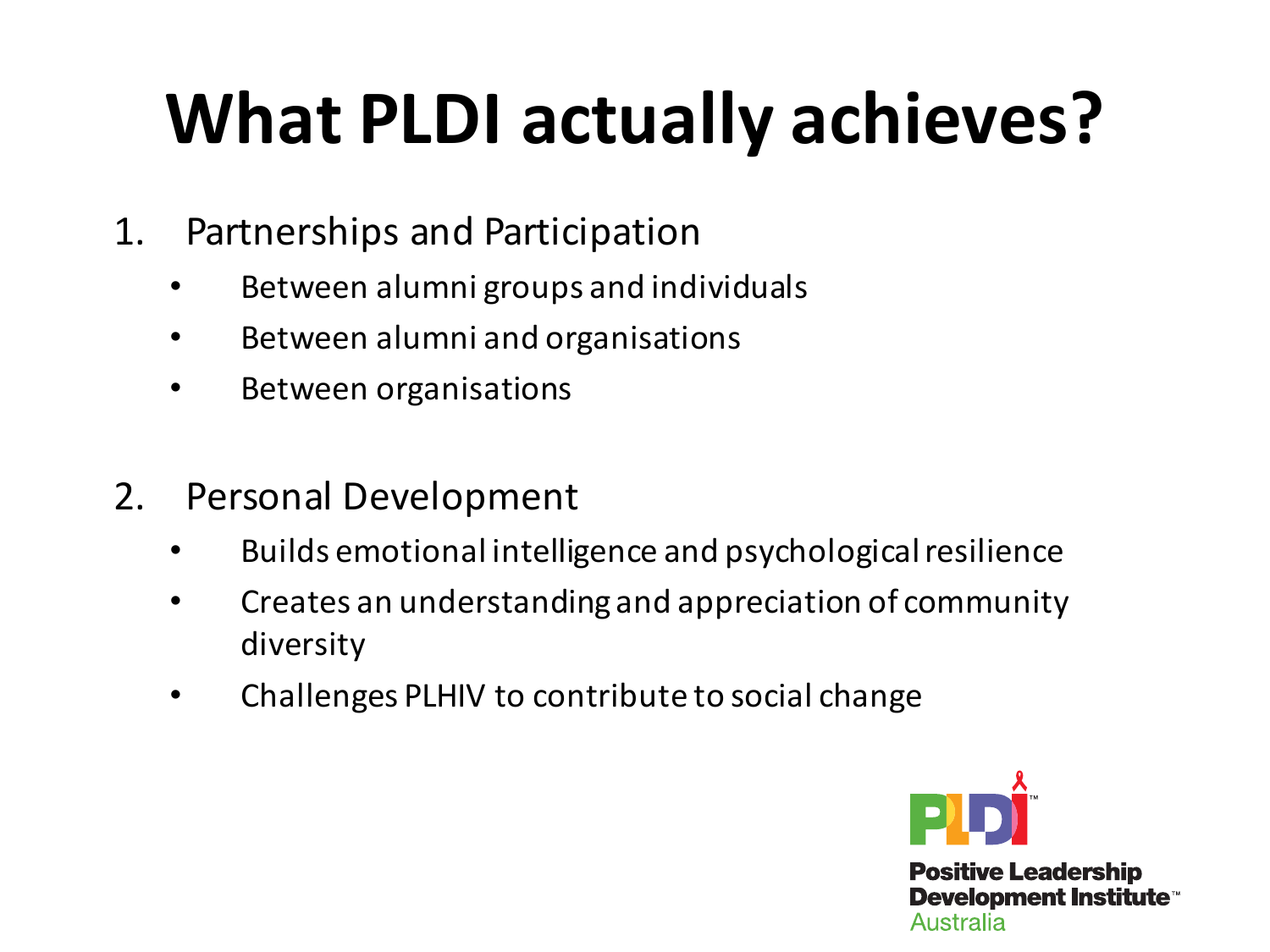# What PLDI actually achieves?

1. Partnerships and Participation
   - Between alumni groups and individuals
   - Between alumni and organisations
   - Between organisations

2. Personal Development
   - Builds emotional intelligence and psychological resilience
   - Creates an understanding and appreciation of community diversity
   - Challenges PLHIV to contribute to social change

PLDI™
Positive Leadership Development Institute™
Australia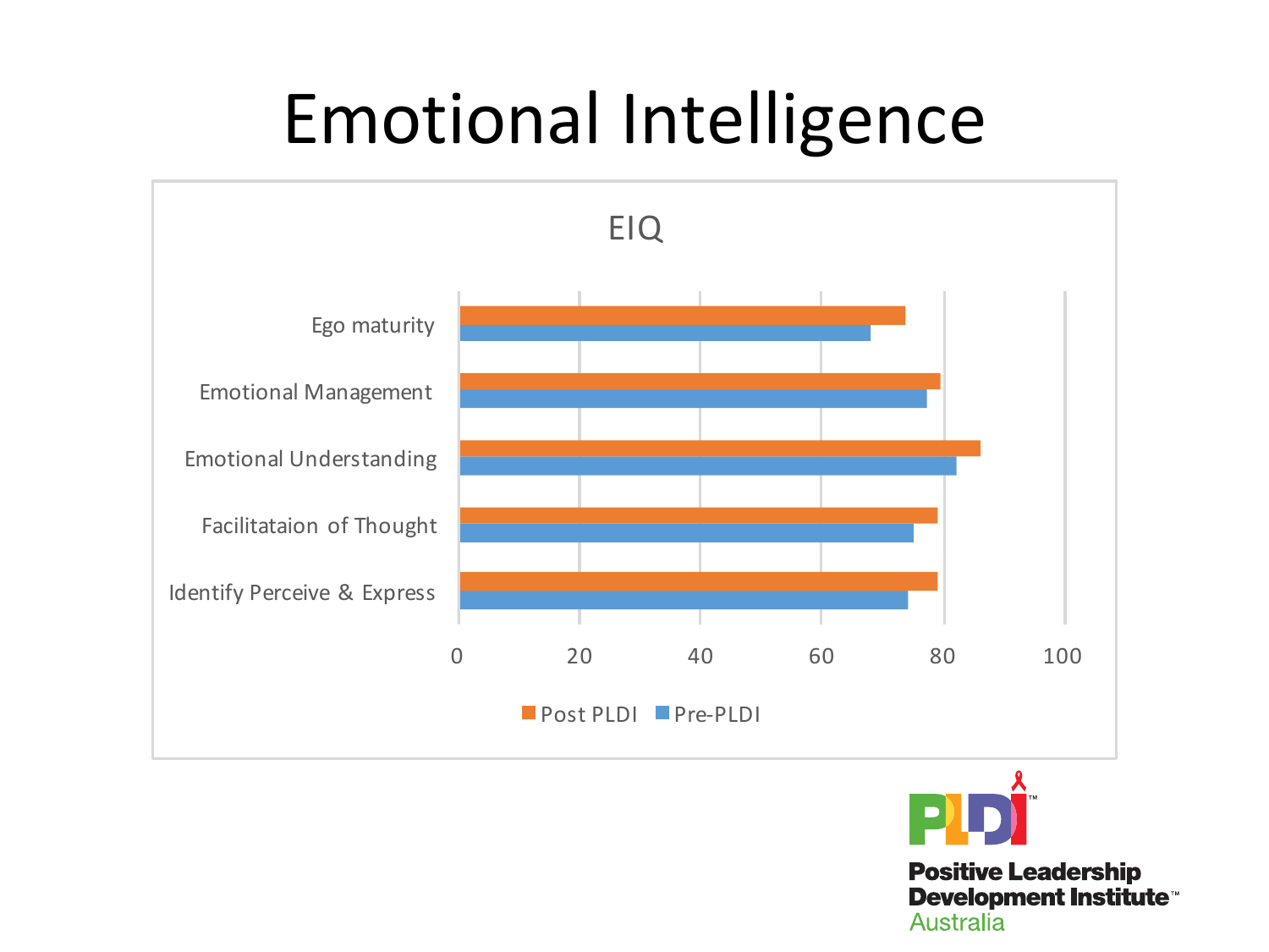# Emotional Intelligence

EIQ

| | Post PLDI | Pre-PLDI |
|---|---|---|
| Ego maturity | | |
| Emotional Management | | |
| Emotional Understanding | | |
| Facilitataion of Thought | | |
| Identify Perceive & Express | | |

0 20 40 60 80 100

Post PLDI   Pre-PLDI

**Positive Leadership Development Institute™**
Australia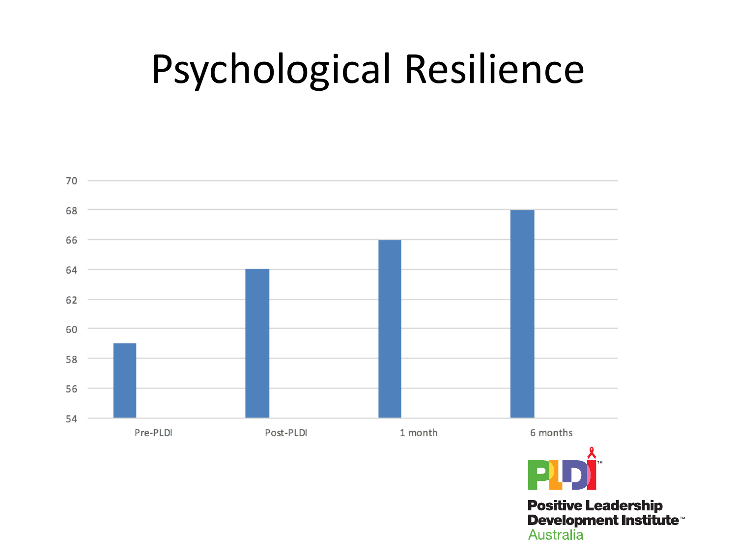# Psychological Resilience

| | Psychological Resilience |
|---|---|
| Pre-PLDI | 59 |
| Post-PLDI | 64 |
| 1 month | 66 |
| 6 months | 68 |

**Positive Leadership Development Institute™**
Australia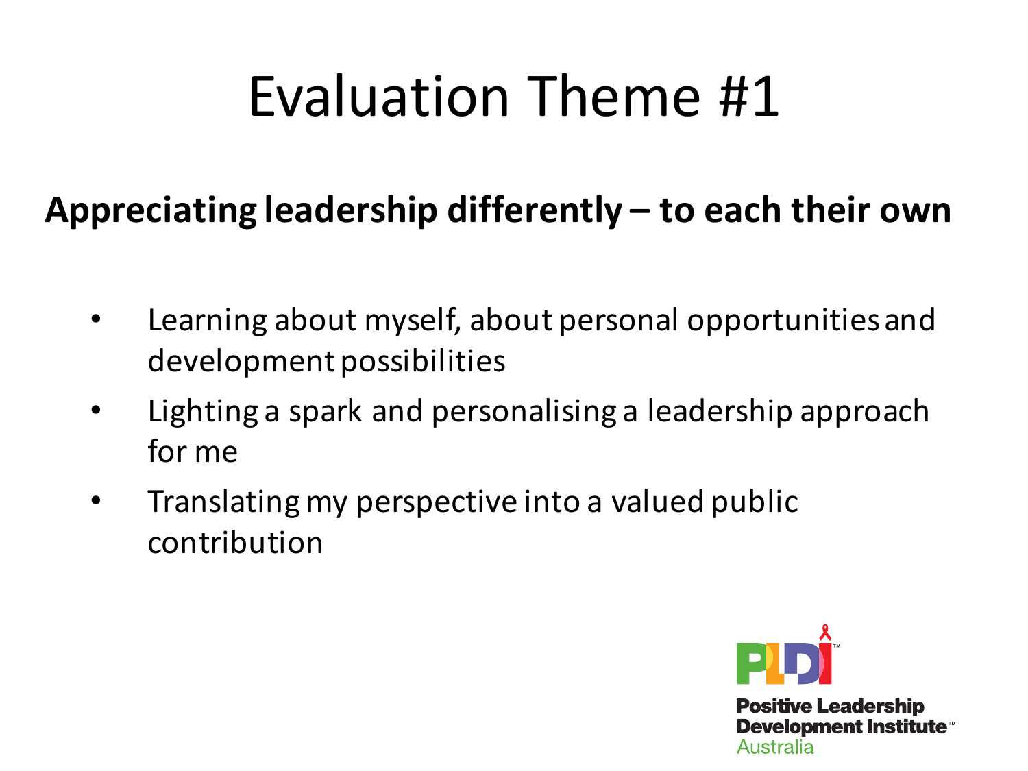# Evaluation Theme #1

**Appreciating leadership differently – to each their own**

- Learning about myself, about personal opportunities and development possibilities
- Lighting a spark and personalising a leadership approach for me
- Translating my perspective into a valued public contribution

Positive Leadership Development Institute™ Australia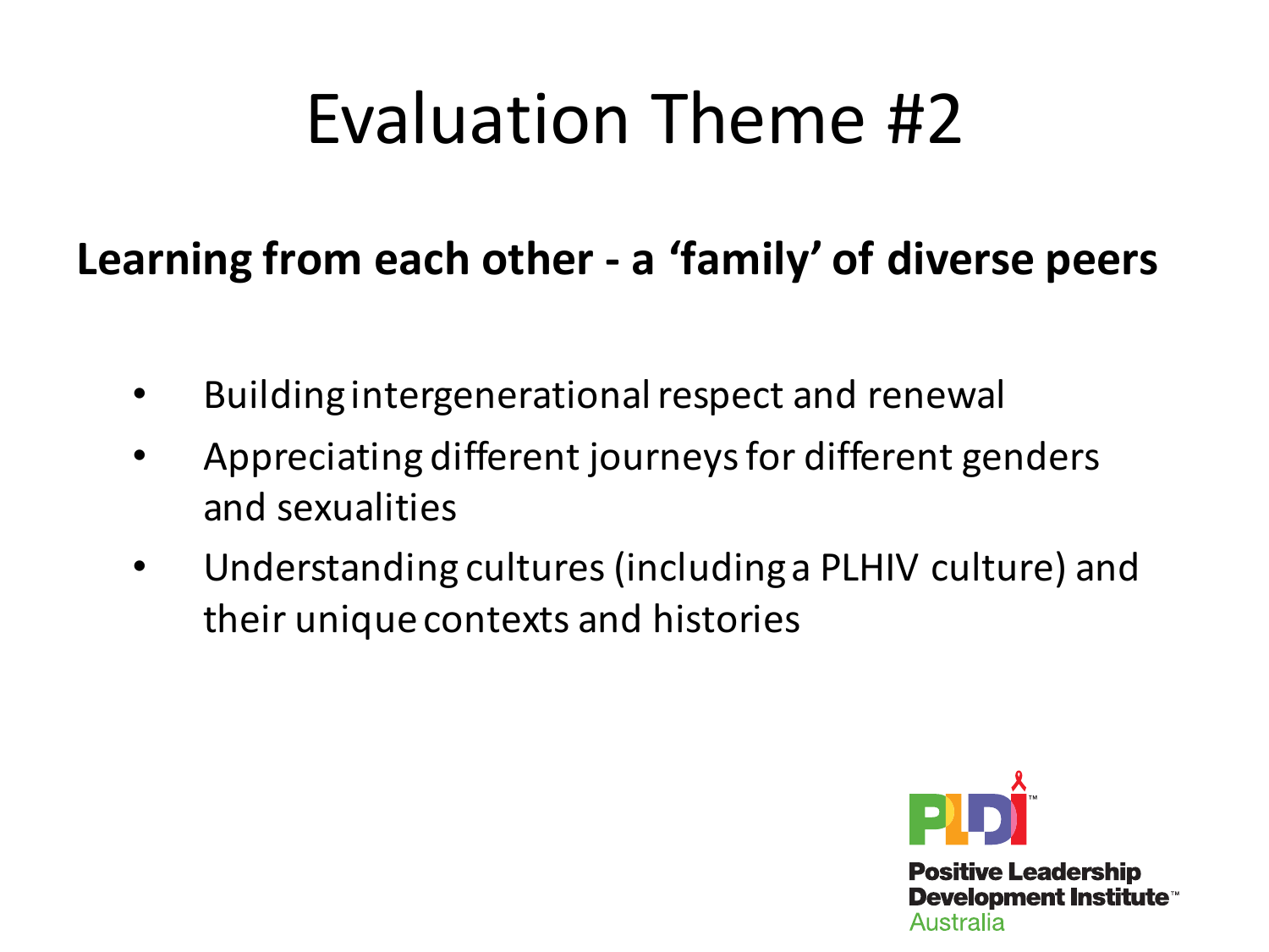# Evaluation Theme #2

**Learning from each other - a 'family' of diverse peers**

- Building intergenerational respect and renewal
- Appreciating different journeys for different genders and sexualities
- Understanding cultures (including a PLHIV culture) and their unique contexts and histories

PLDI™

Positive Leadership Development Institute™
Australia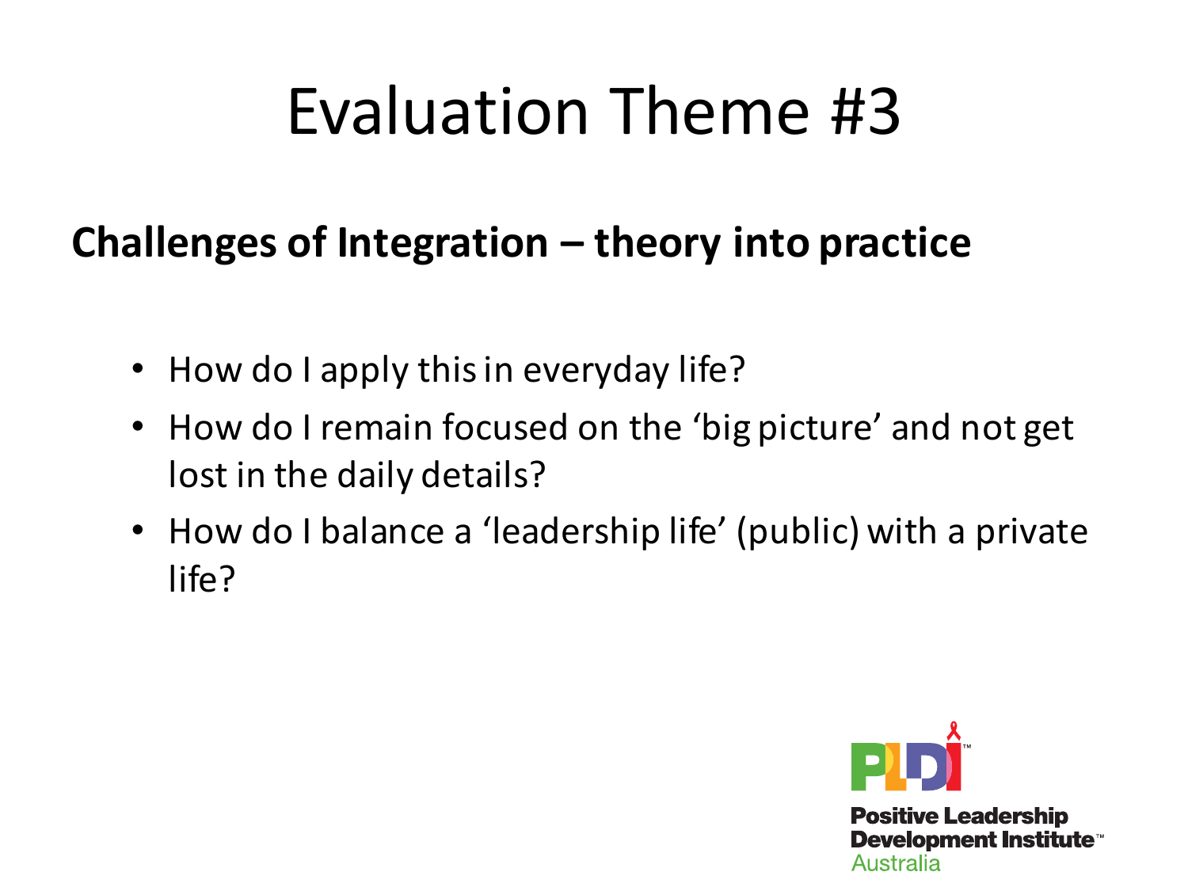# Evaluation Theme #3

**Challenges of Integration – theory into practice**

- How do I apply this in everyday life?
- How do I remain focused on the 'big picture' and not get lost in the daily details?
- How do I balance a 'leadership life' (public) with a private life?

PLDI™
Positive Leadership Development Institute™
Australia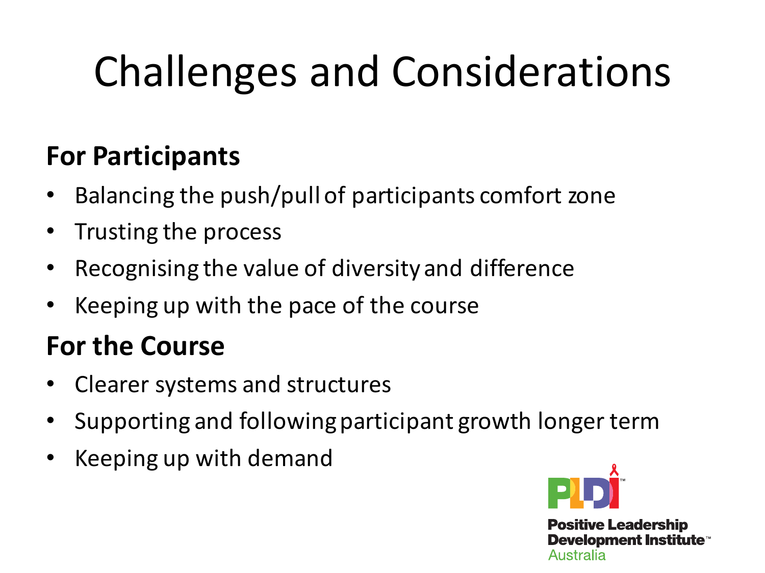# Challenges and Considerations

## For Participants

- Balancing the push/pull of participants comfort zone
- Trusting the process
- Recognising the value of diversity and difference
- Keeping up with the pace of the course

## For the Course

- Clearer systems and structures
- Supporting and following participant growth longer term
- Keeping up with demand

PLDI™
Positive Leadership Development Institute™
Australia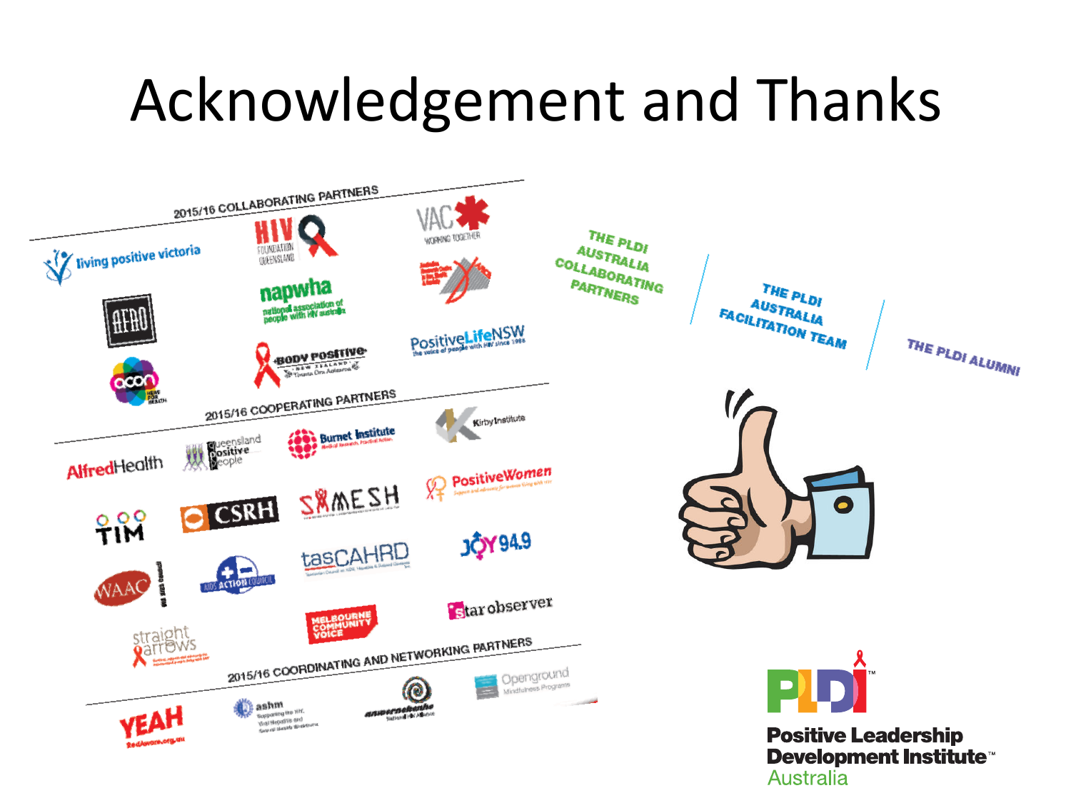# Acknowledgement and Thanks

## 2015/16 COLLABORATING PARTNERS

- living positive victoria
- HIV Foundation Queensland
- VAC Working Together
- AFAO
- napwha national association of people with HIV australia
- acon
- Body Positive New Zealand
- PositiveLifeNSW the voice of people with HIV since 1988

## 2015/16 COOPERATING PARTNERS

- AlfredHealth
- Queensland Positive People
- Burnet Institute
- Kirby Institute
- TIM
- CSRH
- SAMESH
- PositiveWomen
- WAAC
- AIDS Action Council
- tasCAHRD
- JOY 94.9
- straight arrows
- Melbourne Community Voice
- star observer

## 2015/16 COORDINATING AND NETWORKING PARTNERS

- YEAH
- ashm Supporting the HIV, Viral Hepatitis and Sexual Health Workforce
- anwernekenhe National HIV Alliance
- Openground Mindfulness Programs

THE PLDI AUSTRALIA COLLABORATING PARTNERS

THE PLDI AUSTRALIA FACILITATION TEAM

THE PLDI ALUMNI

PLDI™ Positive Leadership Development Institute™ Australia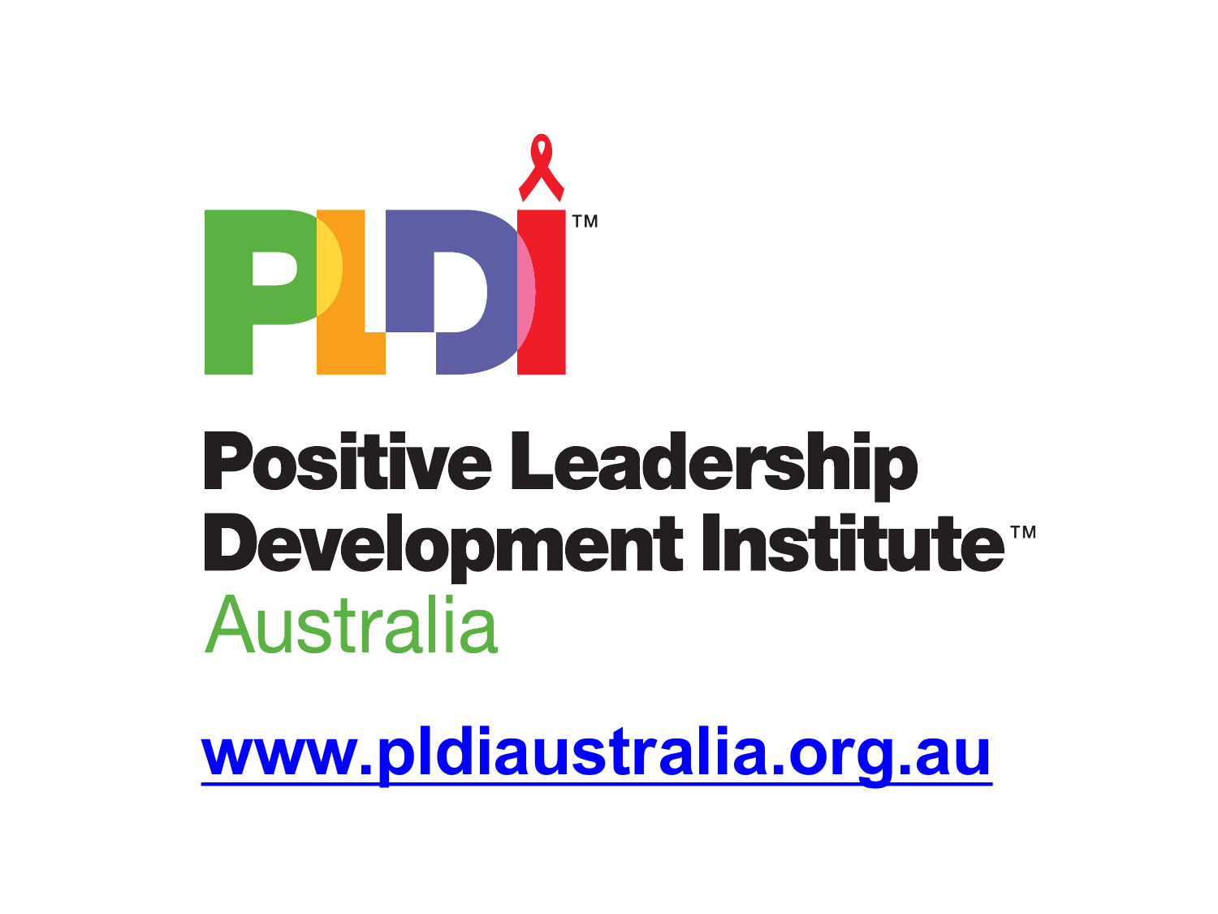PLDI™

**Positive Leadership Development Institute™**

Australia

**www.pldiaustralia.org.au**